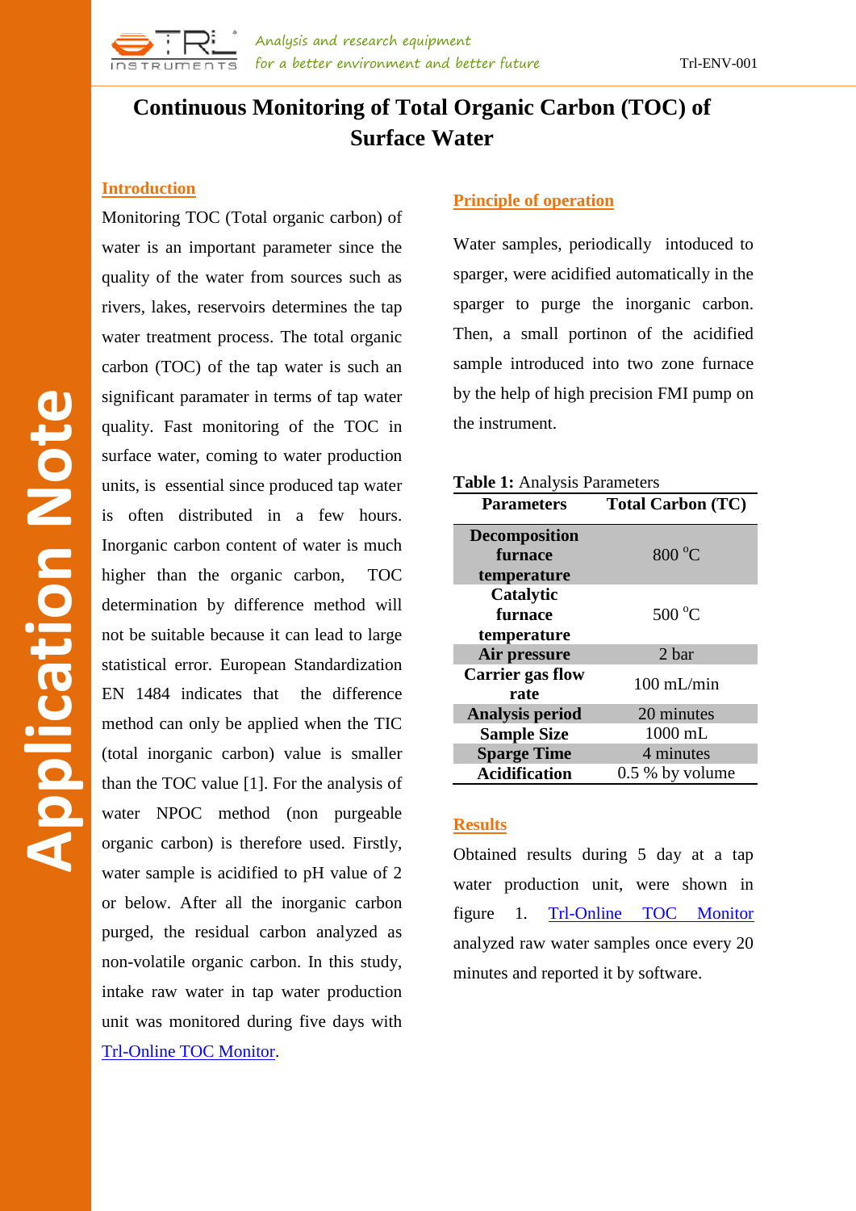# Continuous Monitoring of Total Organic Carbon (TOC) of Surface Water

## Introduction

Monitoring TOC (Total organic carbon) of water is an important parameter since the quality of the water from sources such as rivers, lakes, reservoirs determines the tap water treatment process. The total organic carbon (TOC) of the tap water is such an significant paramater in terms of tap water quality. Fast monitoring of the TOC in surface water, coming to water production units, is essential since produced tap water is often distributed in a few hours. Inorganic carbon content of water is much higher than the organic carbon, TOC determination by difference method will not be suitable because it can lead to large statistical error. European Standardization EN 1484 indicates that the difference method can only be applied when the TIC (total inorganic carbon) value is smaller than the TOC value [1]. For the analysis of water NPOC method (non purgeable organic carbon) is therefore used. Firstly, water sample is acidified to pH value of 2 or below. After all the inorganic carbon purged, the residual carbon analyzed as non-volatile organic carbon. In this study, intake raw water in tap water production unit was monitored during five days with Trl-Online TOC Monitor.

## Principle of operation

Water samples, periodically intoduced to sparger, were acidified automatically in the sparger to purge the inorganic carbon. Then, a small portinon of the acidified sample introduced into two zone furnace by the help of high precision FMI pump on the instrument.

**Table 1:** Analysis Parameters

| Parameters | Total Carbon (TC) |
|---|---|
| **Decomposition furnace temperature** | 800 °C |
| **Catalytic furnace temperature** | 500 °C |
| **Air pressure** | 2 bar |
| **Carrier gas flow rate** | 100 mL/min |
| **Analysis period** | 20 minutes |
| **Sample Size** | 1000 mL |
| **Sparge Time** | 4 minutes |
| **Acidification** | 0.5 % by volume |

## Results

Obtained results during 5 day at a tap water production unit, were shown in figure 1. Trl-Online TOC Monitor analyzed raw water samples once every 20 minutes and reported it by software.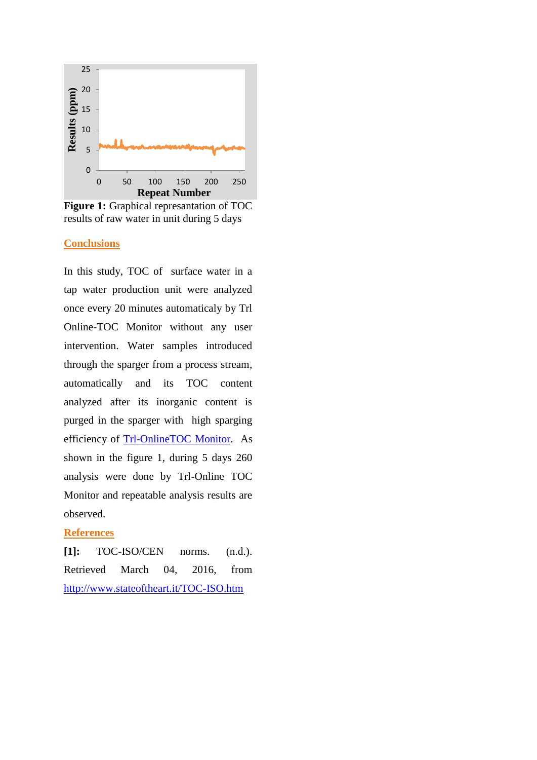25
20
15
10
5
0

Results (ppm)

0 50 100 150 200 250

Repeat Number

**Figure 1:** Graphical represantation of TOC results of raw water in unit during 5 days

## Conclusions

In this study, TOC of surface water in a tap water production unit were analyzed once every 20 minutes automaticaly by Trl Online-TOC Monitor without any user intervention. Water samples introduced through the sparger from a process stream, automatically and its TOC content analyzed after its inorganic content is purged in the sparger with high sparging efficiency of Trl-OnlineTOC Monitor. As shown in the figure 1, during 5 days 260 analysis were done by Trl-Online TOC Monitor and repeatable analysis results are observed.

## References

**[1]:** TOC-ISO/CEN norms. (n.d.). Retrieved March 04, 2016, from http://www.stateoftheart.it/TOC-ISO.htm